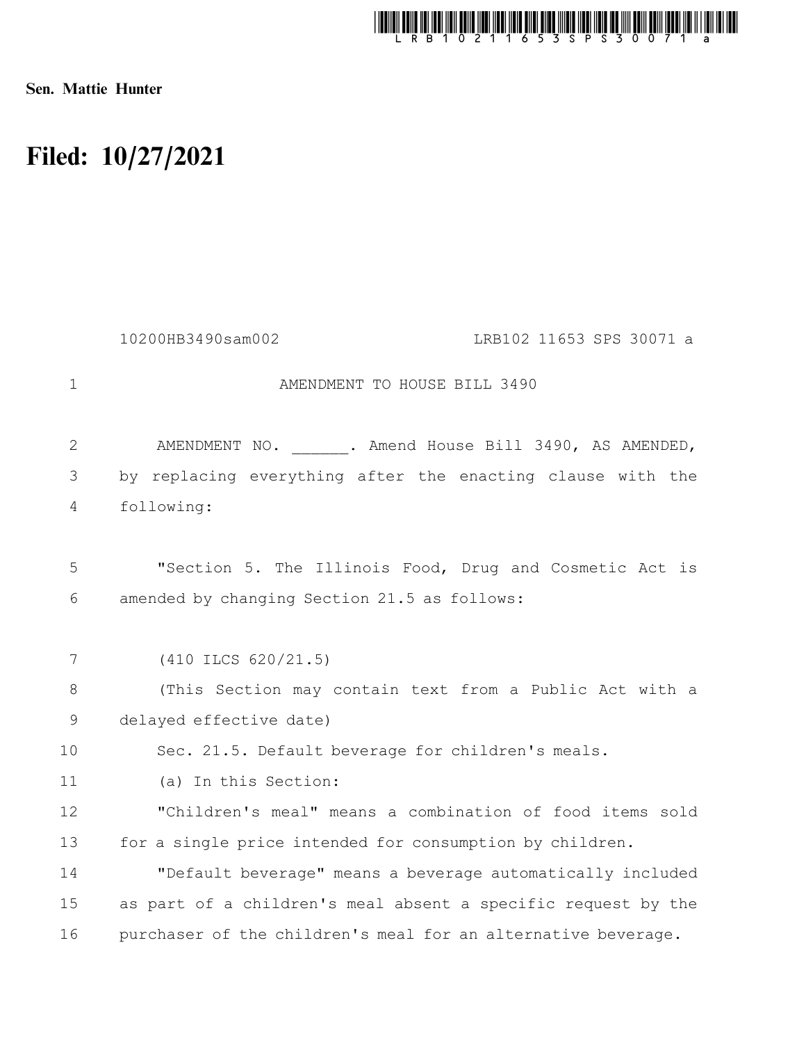Sen. Mattie Hunter

# Filed: 10/27/2021

10200HB3490sam002 LRB102 11653 SPS 30071 a

AMENDMENT TO HOUSE BILL 3490

AMENDMENT NO. ______. Amend House Bill 3490, AS AMENDED, by replacing everything after the enacting clause with the following:

"Section 5. The Illinois Food, Drug and Cosmetic Act is amended by changing Section 21.5 as follows:

(410 ILCS 620/21.5)

(This Section may contain text from a Public Act with a delayed effective date)

Sec. 21.5. Default beverage for children's meals.

(a) In this Section:

"Children's meal" means a combination of food items sold for a single price intended for consumption by children.

"Default beverage" means a beverage automatically included as part of a children's meal absent a specific request by the purchaser of the children's meal for an alternative beverage.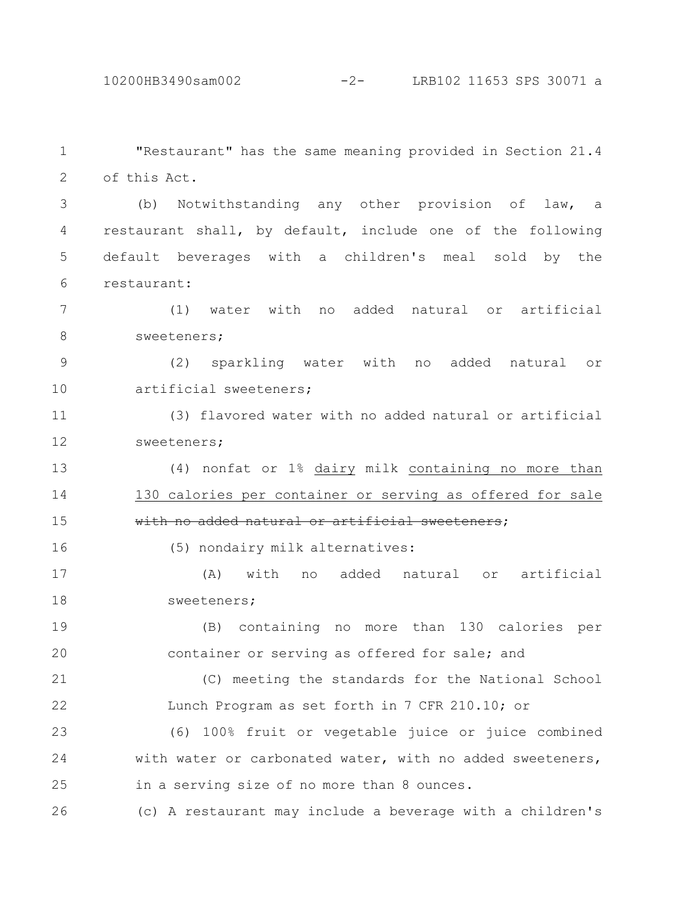"Restaurant" has the same meaning provided in Section 21.4 of this Act.

(b) Notwithstanding any other provision of law, a restaurant shall, by default, include one of the following default beverages with a children's meal sold by the restaurant:

(1) water with no added natural or artificial sweeteners;

(2) sparkling water with no added natural or artificial sweeteners;

(3) flavored water with no added natural or artificial sweeteners;

(4) nonfat or 1% <u>dairy</u> milk <u>containing no more than 130 calories per container or serving as offered for sale</u> ~~with no added natural or artificial sweeteners~~;

(5) nondairy milk alternatives:

(A) with no added natural or artificial sweeteners;

(B) containing no more than 130 calories per container or serving as offered for sale; and

(C) meeting the standards for the National School Lunch Program as set forth in 7 CFR 210.10; or

(6) 100% fruit or vegetable juice or juice combined with water or carbonated water, with no added sweeteners, in a serving size of no more than 8 ounces.

(c) A restaurant may include a beverage with a children's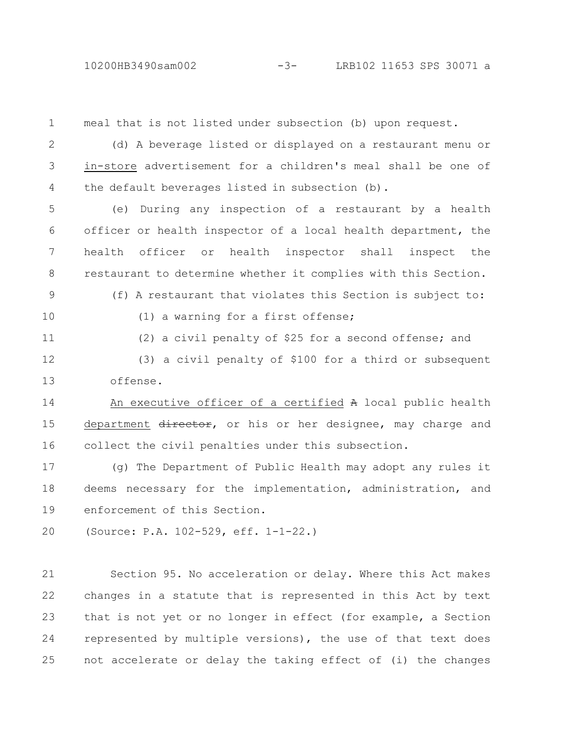meal that is not listed under subsection (b) upon request.

(d) A beverage listed or displayed on a restaurant menu or <u>in-store</u> advertisement for a children's meal shall be one of the default beverages listed in subsection (b).

(e) During any inspection of a restaurant by a health officer or health inspector of a local health department, the health officer or health inspector shall inspect the restaurant to determine whether it complies with this Section.

(f) A restaurant that violates this Section is subject to:

(1) a warning for a first offense;

(2) a civil penalty of $25 for a second offense; and

(3) a civil penalty of $100 for a third or subsequent offense.

<u>An executive officer of a certified</u> ~~A~~ local public health <u>department</u> ~~director~~, or his or her designee, may charge and collect the civil penalties under this subsection.

(g) The Department of Public Health may adopt any rules it deems necessary for the implementation, administration, and enforcement of this Section.

(Source: P.A. 102-529, eff. 1-1-22.)

Section 95. No acceleration or delay. Where this Act makes changes in a statute that is represented in this Act by text that is not yet or no longer in effect (for example, a Section represented by multiple versions), the use of that text does not accelerate or delay the taking effect of (i) the changes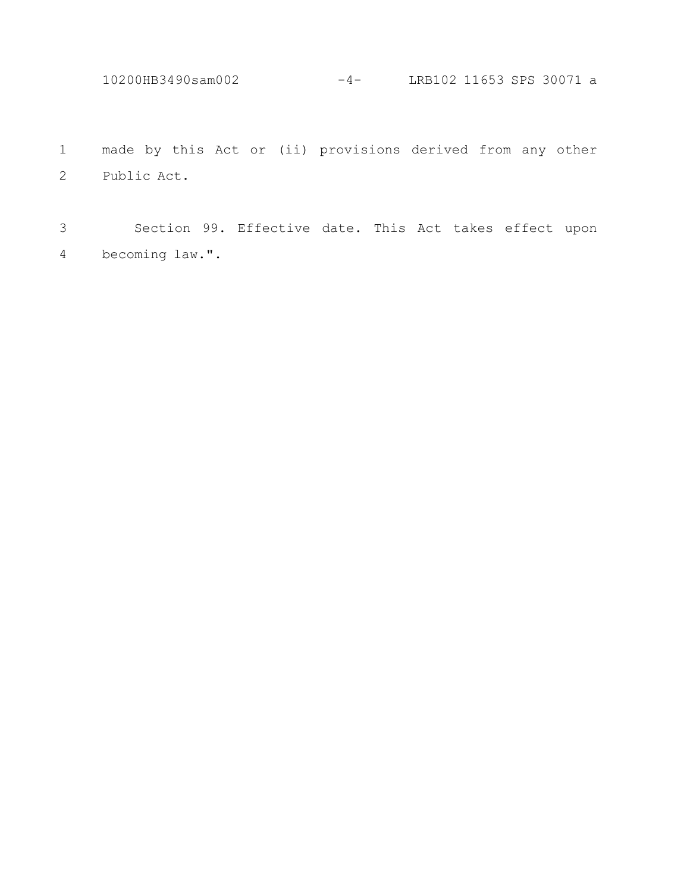made by this Act or (ii) provisions derived from any other Public Act.

Section 99. Effective date. This Act takes effect upon becoming law.".